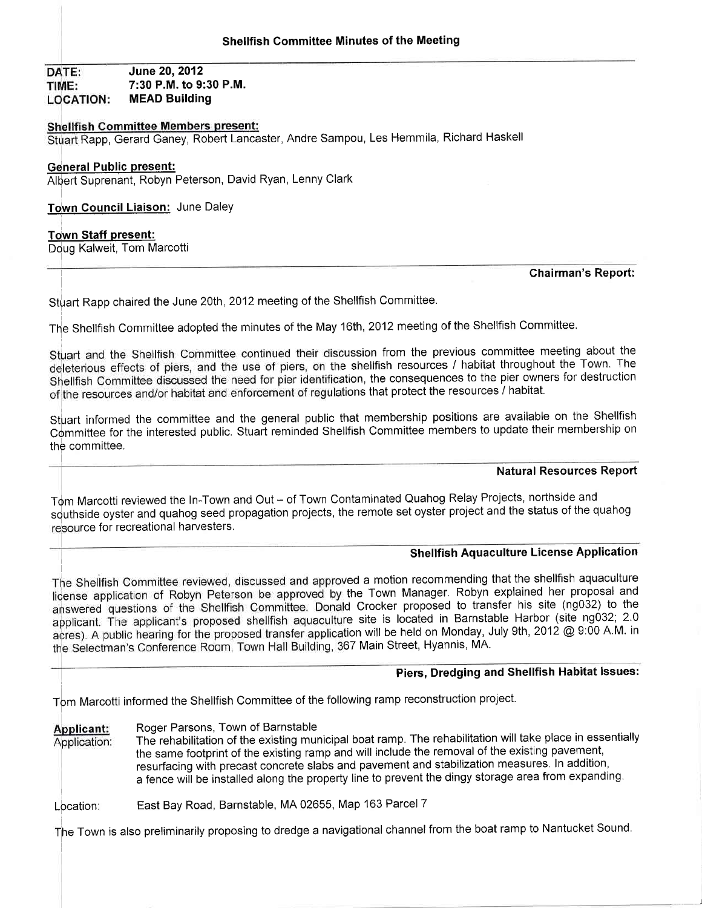# Shellfish Committee Minutes of the Meeting

**DATE:** June 20, 2012
**TIME:** 7:30 P.M. to 9:30 P.M.
**LOCATION:** MEAD Building

**Shellfish Committee Members present:**
Stuart Rapp, Gerard Ganey, Robert Lancaster, Andre Sampou, Les Hemmila, Richard Haskell

**General Public present:**
Albert Suprenant, Robyn Peterson, David Ryan, Lenny Clark

**Town Council Liaison:** June Daley

**Town Staff present:**
Doug Kalweit, Tom Marcotti

## Chairman's Report:

Stuart Rapp chaired the June 20th, 2012 meeting of the Shellfish Committee.

The Shellfish Committee adopted the minutes of the May 16th, 2012 meeting of the Shellfish Committee.

Stuart and the Shellfish Committee continued their discussion from the previous committee meeting about the deleterious effects of piers, and the use of piers, on the shellfish resources / habitat throughout the Town. The Shellfish Committee discussed the need for pier identification, the consequences to the pier owners for destruction of the resources and/or habitat and enforcement of regulations that protect the resources / habitat.

Stuart informed the committee and the general public that membership positions are available on the Shellfish Committee for the interested public. Stuart reminded Shellfish Committee members to update their membership on the committee.

## Natural Resources Report

Tom Marcotti reviewed the In-Town and Out – of Town Contaminated Quahog Relay Projects, northside and southside oyster and quahog seed propagation projects, the remote set oyster project and the status of the quahog resource for recreational harvesters.

## Shellfish Aquaculture License Application

The Shellfish Committee reviewed, discussed and approved a motion recommending that the shellfish aquaculture license application of Robyn Peterson be approved by the Town Manager. Robyn explained her proposal and answered questions of the Shellfish Committee. Donald Crocker proposed to transfer his site (ng032) to the applicant. The applicant's proposed shellfish aquaculture site is located in Barnstable Harbor (site ng032; 2.0 acres). A public hearing for the proposed transfer application will be held on Monday, July 9th, 2012 @ 9:00 A.M. in the Selectman's Conference Room, Town Hall Building, 367 Main Street, Hyannis, MA.

## Piers, Dredging and Shellfish Habitat Issues:

Tom Marcotti informed the Shellfish Committee of the following ramp reconstruction project.

**Applicant:** Roger Parsons, Town of Barnstable
Application: The rehabilitation of the existing municipal boat ramp. The rehabilitation will take place in essentially the same footprint of the existing ramp and will include the removal of the existing pavement, resurfacing with precast concrete slabs and pavement and stabilization measures. In addition, a fence will be installed along the property line to prevent the dingy storage area from expanding.

Location: East Bay Road, Barnstable, MA 02655, Map 163 Parcel 7

The Town is also preliminarily proposing to dredge a navigational channel from the boat ramp to Nantucket Sound.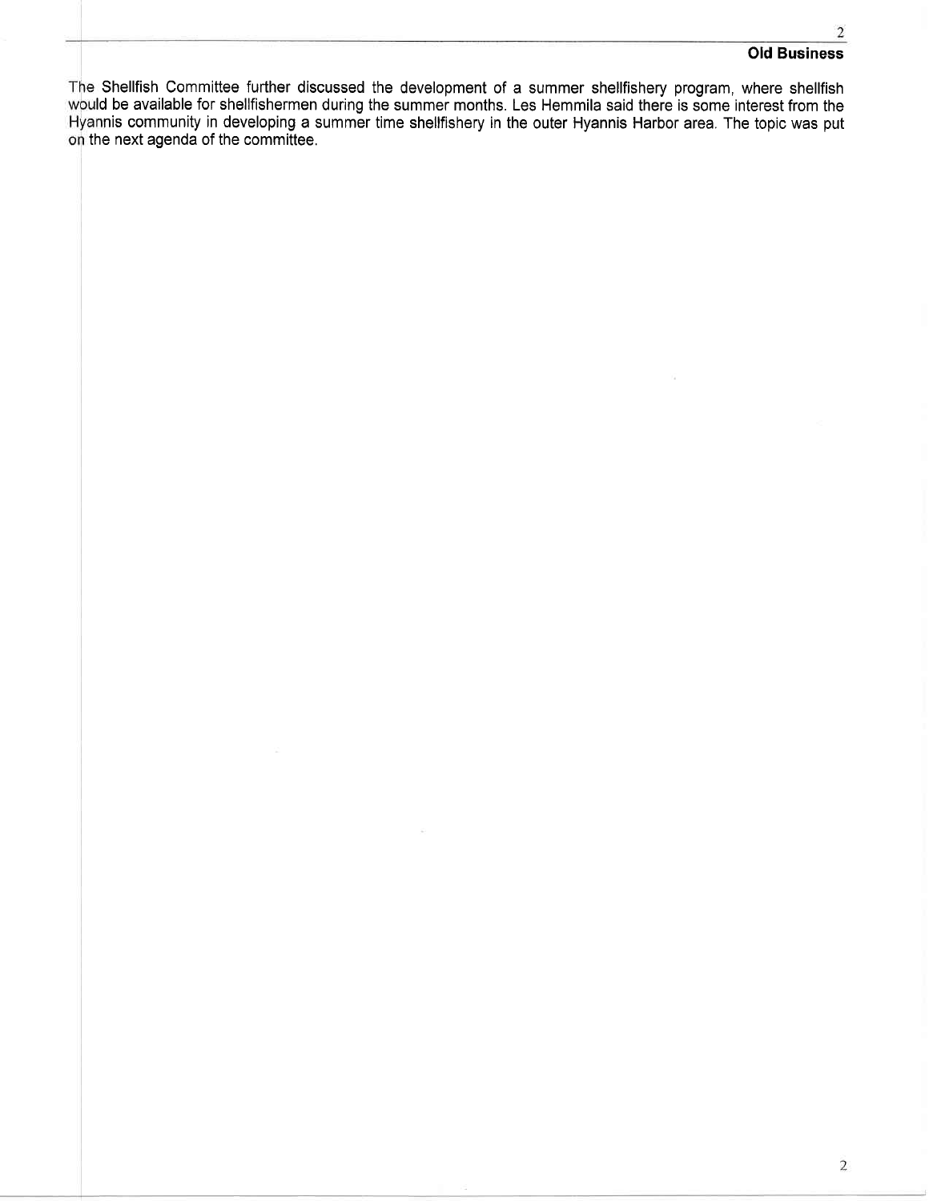**Old Business**

The Shellfish Committee further discussed the development of a summer shellfishery program, where shellfish would be available for shellfishermen during the summer months. Les Hemmila said there is some interest from the Hyannis community in developing a summer time shellfishery in the outer Hyannis Harbor area. The topic was put on the next agenda of the committee.